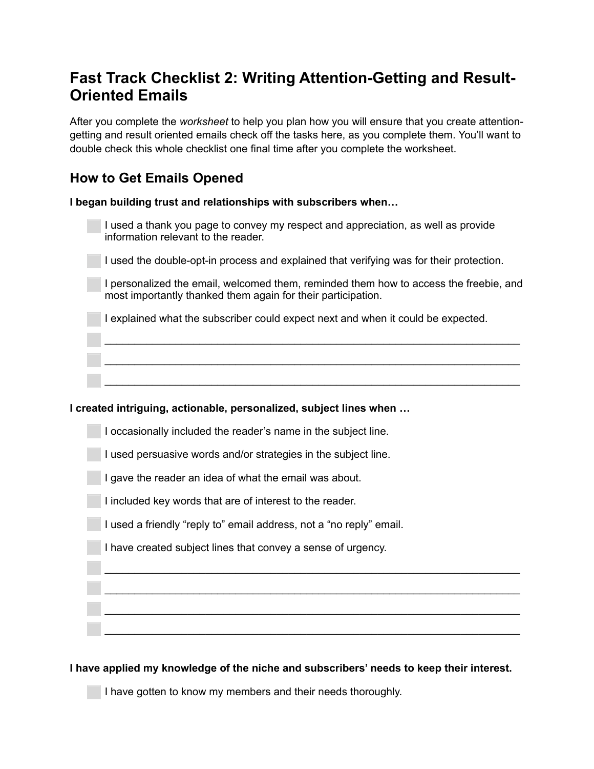# Fast Track Checklist 2: Writing Attention-Getting and Result-Oriented Emails

After you complete the *worksheet* to help you plan how you will ensure that you create attention-getting and result oriented emails check off the tasks here, as you complete them. You'll want to double check this whole checklist one final time after you complete the worksheet.

## How to Get Emails Opened

**I began building trust and relationships with subscribers when…**

- [ ] I used a thank you page to convey my respect and appreciation, as well as provide information relevant to the reader.
- [ ] I used the double-opt-in process and explained that verifying was for their protection.
- [ ] I personalized the email, welcomed them, reminded them how to access the freebie, and most importantly thanked them again for their participation.
- [ ] I explained what the subscriber could expect next and when it could be expected.
- [ ] ____________________________________________________________________
- [ ] ____________________________________________________________________
- [ ] ____________________________________________________________________

**I created intriguing, actionable, personalized, subject lines when …**

- [ ] I occasionally included the reader's name in the subject line.
- [ ] I used persuasive words and/or strategies in the subject line.
- [ ] I gave the reader an idea of what the email was about.
- [ ] I included key words that are of interest to the reader.
- [ ] I used a friendly "reply to" email address, not a "no reply" email.
- [ ] I have created subject lines that convey a sense of urgency.
- [ ] ____________________________________________________________________
- [ ] ____________________________________________________________________
- [ ] ____________________________________________________________________
- [ ] ____________________________________________________________________

**I have applied my knowledge of the niche and subscribers' needs to keep their interest.**

- [ ] I have gotten to know my members and their needs thoroughly.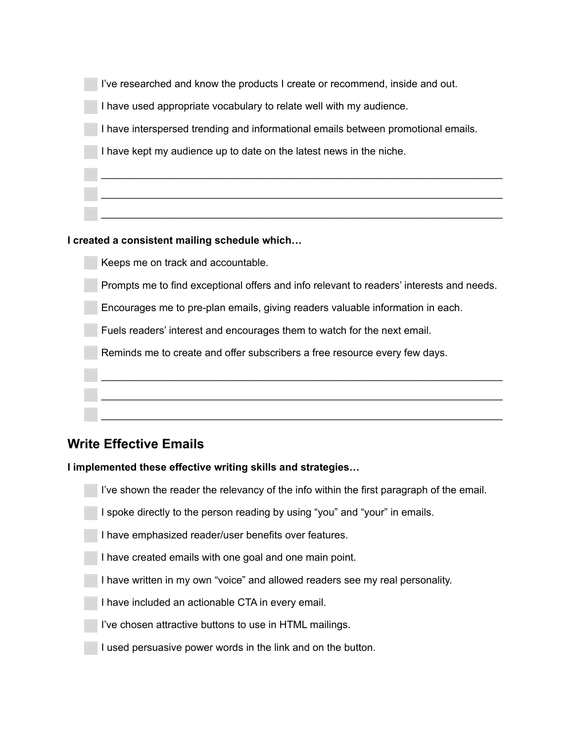- [ ] I've researched and know the products I create or recommend, inside and out.
- [ ] I have used appropriate vocabulary to relate well with my audience.
- [ ] I have interspersed trending and informational emails between promotional emails.
- [ ] I have kept my audience up to date on the latest news in the niche.
- [ ] ____________________________________________________________________
- [ ] ____________________________________________________________________
- [ ] ____________________________________________________________________

**I created a consistent mailing schedule which…**

- [ ] Keeps me on track and accountable.
- [ ] Prompts me to find exceptional offers and info relevant to readers' interests and needs.
- [ ] Encourages me to pre-plan emails, giving readers valuable information in each.
- [ ] Fuels readers' interest and encourages them to watch for the next email.
- [ ] Reminds me to create and offer subscribers a free resource every few days.
- [ ] ____________________________________________________________________
- [ ] ____________________________________________________________________
- [ ] ____________________________________________________________________

## Write Effective Emails

**I implemented these effective writing skills and strategies…**

- [ ] I've shown the reader the relevancy of the info within the first paragraph of the email.
- [ ] I spoke directly to the person reading by using "you" and "your" in emails.
- [ ] I have emphasized reader/user benefits over features.
- [ ] I have created emails with one goal and one main point.
- [ ] I have written in my own "voice" and allowed readers see my real personality.
- [ ] I have included an actionable CTA in every email.
- [ ] I've chosen attractive buttons to use in HTML mailings.
- [ ] I used persuasive power words in the link and on the button.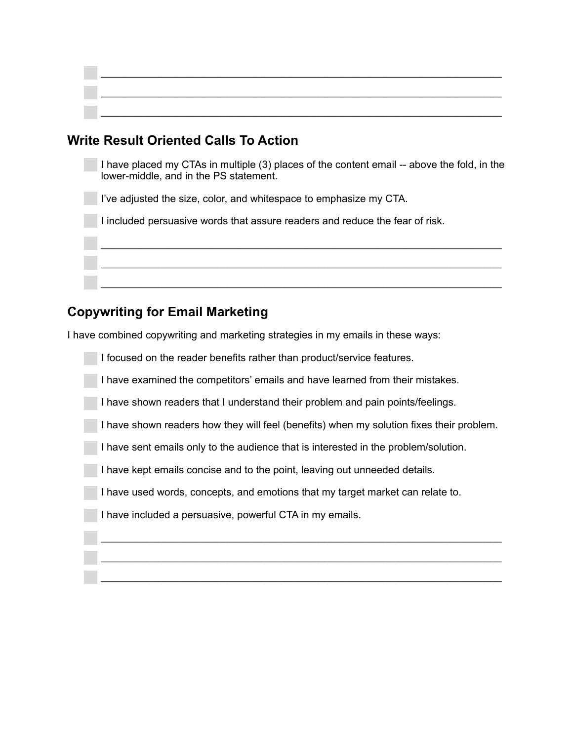- [ ] ______________________________________________________________________
- [ ] ______________________________________________________________________
- [ ] ______________________________________________________________________

## Write Result Oriented Calls To Action

- [ ] I have placed my CTAs in multiple (3) places of the content email -- above the fold, in the lower-middle, and in the PS statement.
- [ ] I've adjusted the size, color, and whitespace to emphasize my CTA.
- [ ] I included persuasive words that assure readers and reduce the fear of risk.
- [ ] ______________________________________________________________________
- [ ] ______________________________________________________________________
- [ ] ______________________________________________________________________

## Copywriting for Email Marketing

I have combined copywriting and marketing strategies in my emails in these ways:

- [ ] I focused on the reader benefits rather than product/service features.
- [ ] I have examined the competitors' emails and have learned from their mistakes.
- [ ] I have shown readers that I understand their problem and pain points/feelings.
- [ ] I have shown readers how they will feel (benefits) when my solution fixes their problem.
- [ ] I have sent emails only to the audience that is interested in the problem/solution.
- [ ] I have kept emails concise and to the point, leaving out unneeded details.
- [ ] I have used words, concepts, and emotions that my target market can relate to.
- [ ] I have included a persuasive, powerful CTA in my emails.
- [ ] ______________________________________________________________________
- [ ] ______________________________________________________________________
- [ ] ______________________________________________________________________